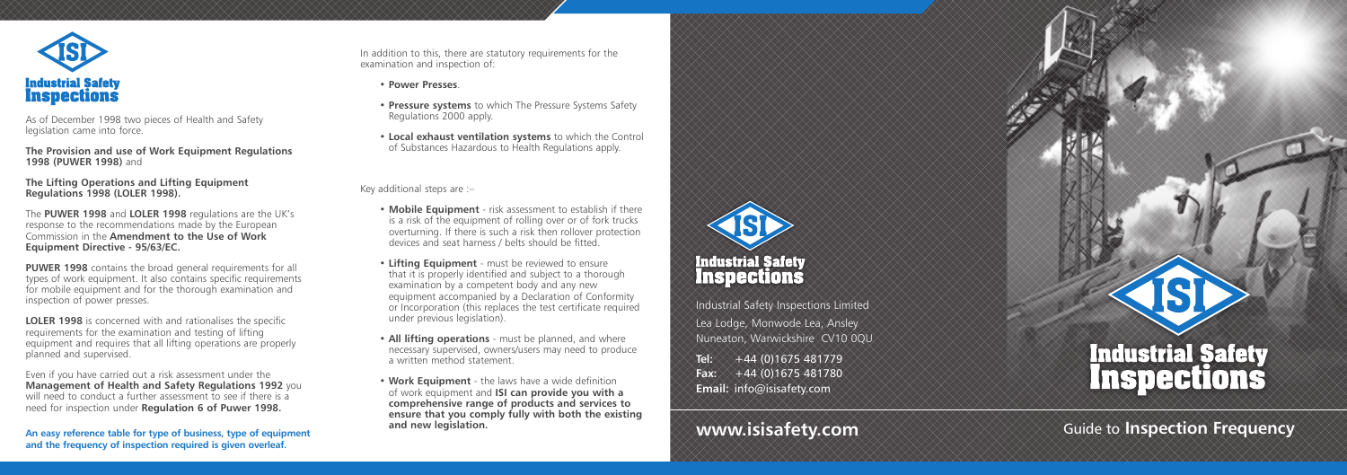# Industrial Safety Inspections

As of December 1998 two pieces of Health and Safety legislation came into force.

**The Provision and use of Work Equipment Regulations 1998 (PUWER 1998)** and

**The Lifting Operations and Lifting Equipment Regulations 1998 (LOLER 1998).**

The **PUWER 1998** and **LOLER 1998** regulations are the UK's response to the recommendations made by the European Commission in the **Amendment to the Use of Work Equipment Directive - 95/63/EC.**

**PUWER 1998** contains the broad general requirements for all types of work equipment. It also contains specific requirements for mobile equipment and for the thorough examination and inspection of power presses.

**LOLER 1998** is concerned with and rationalises the specific requirements for the examination and testing of lifting equipment and requires that all lifting operations are properly planned and supervised.

Even if you have carried out a risk assessment under the **Management of Health and Safety Regulations 1992** you will need to conduct a further assessment to see if there is a need for inspection under **Regulation 6 of Puwer 1998.**

**An easy reference table for type of business, type of equipment and the frequency of inspection required is given overleaf.**

In addition to this, there are statutory requirements for the examination and inspection of:

- **Power Presses**.
- **Pressure systems** to which The Pressure Systems Safety Regulations 2000 apply.
- **Local exhaust ventilation systems** to which the Control of Substances Hazardous to Health Regulations apply.

Key additional steps are :–

- **Mobile Equipment** - risk assessment to establish if there is a risk of the equipment of rolling over or of fork trucks overturning. If there is such a risk then rollover protection devices and seat harness / belts should be fitted.
- **Lifting Equipment** - must be reviewed to ensure that it is properly identified and subject to a thorough examination by a competent body and any new equipment accompanied by a Declaration of Conformity or Incorporation (this replaces the test certificate required under previous legislation).
- **All lifting operations** - must be planned, and where necessary supervised, owners/users may need to produce a written method statement.
- **Work Equipment** - the laws have a wide definition of work equipment and **ISI can provide you with a comprehensive range of products and services to ensure that you comply fully with both the existing and new legislation.**

## Industrial Safety Inspections

Industrial Safety Inspections Limited
Lea Lodge, Monwode Lea, Ansley
Nuneaton, Warwickshire CV10 0QU

**Tel:** +44 (0)1675 481779
**Fax:** +44 (0)1675 481780
**Email:** info@isisafety.com

**www.isisafety.com**

# Industrial Safety Inspections

## Guide to **Inspection Frequency**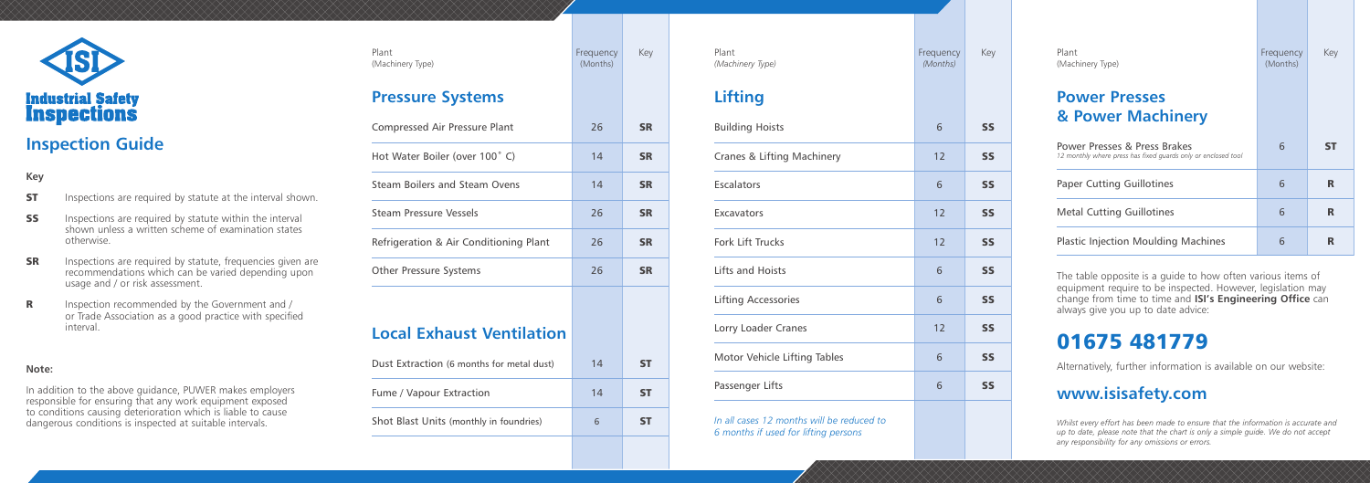# Industrial Safety Inspections

## Inspection Guide

**Key**

- **ST** Inspections are required by statute at the interval shown.
- **SS** Inspections are required by statute within the interval shown unless a written scheme of examination states otherwise.
- **SR** Inspections are required by statute, frequencies given are recommendations which can be varied depending upon usage and / or risk assessment.
- **R** Inspection recommended by the Government and / or Trade Association as a good practice with specified interval.

**Note:**

In addition to the above guidance, PUWER makes employers responsible for ensuring that any work equipment exposed to conditions causing deterioration which is liable to cause dangerous conditions is inspected at suitable intervals.

## Pressure Systems

| Plant (Machinery Type) | Frequency (Months) | Key |
|---|---|---|
| Compressed Air Pressure Plant | 26 | **SR** |
| Hot Water Boiler (over 100˚ C) | 14 | **SR** |
| Steam Boilers and Steam Ovens | 14 | **SR** |
| Steam Pressure Vessels | 26 | **SR** |
| Refrigeration & Air Conditioning Plant | 26 | **SR** |
| Other Pressure Systems | 26 | **SR** |

## Local Exhaust Ventilation

| Plant (Machinery Type) | Frequency (Months) | Key |
|---|---|---|
| Dust Extraction (6 months for metal dust) | 14 | **ST** |
| Fume / Vapour Extraction | 14 | **ST** |
| Shot Blast Units (monthly in foundries) | 6 | **ST** |

## Lifting

| Plant *(Machinery Type)* | Frequency *(Months)* | Key |
|---|---|---|
| Building Hoists | 6 | **SS** |
| Cranes & Lifting Machinery | 12 | **SS** |
| Escalators | 6 | **SS** |
| Excavators | 12 | **SS** |
| Fork Lift Trucks | 12 | **SS** |
| Lifts and Hoists | 6 | **SS** |
| Lifting Accessories | 6 | **SS** |
| Lorry Loader Cranes | 12 | **SS** |
| Motor Vehicle Lifting Tables | 6 | **SS** |
| Passenger Lifts | 6 | **SS** |

*In all cases 12 months will be reduced to 6 months if used for lifting persons*

## Power Presses & Power Machinery

| Plant (Machinery Type) | Frequency (Months) | Key |
|---|---|---|
| Power Presses & Press Brakes *12 monthly where press has fixed guards only or enclosed tool* | 6 | **ST** |
| Paper Cutting Guillotines | 6 | **R** |
| Metal Cutting Guillotines | 6 | **R** |
| Plastic Injection Moulding Machines | 6 | **R** |

The table opposite is a guide to how often various items of equipment require to be inspected. However, legislation may change from time to time and **ISI's Engineering Office** can always give you up to date advice:

## 01675 481779

Alternatively, further information is available on our website:

## www.isisafety.com

*Whilst every effort has been made to ensure that the information is accurate and up to date, please note that the chart is only a simple guide. We do not accept any responsibility for any omissions or errors.*